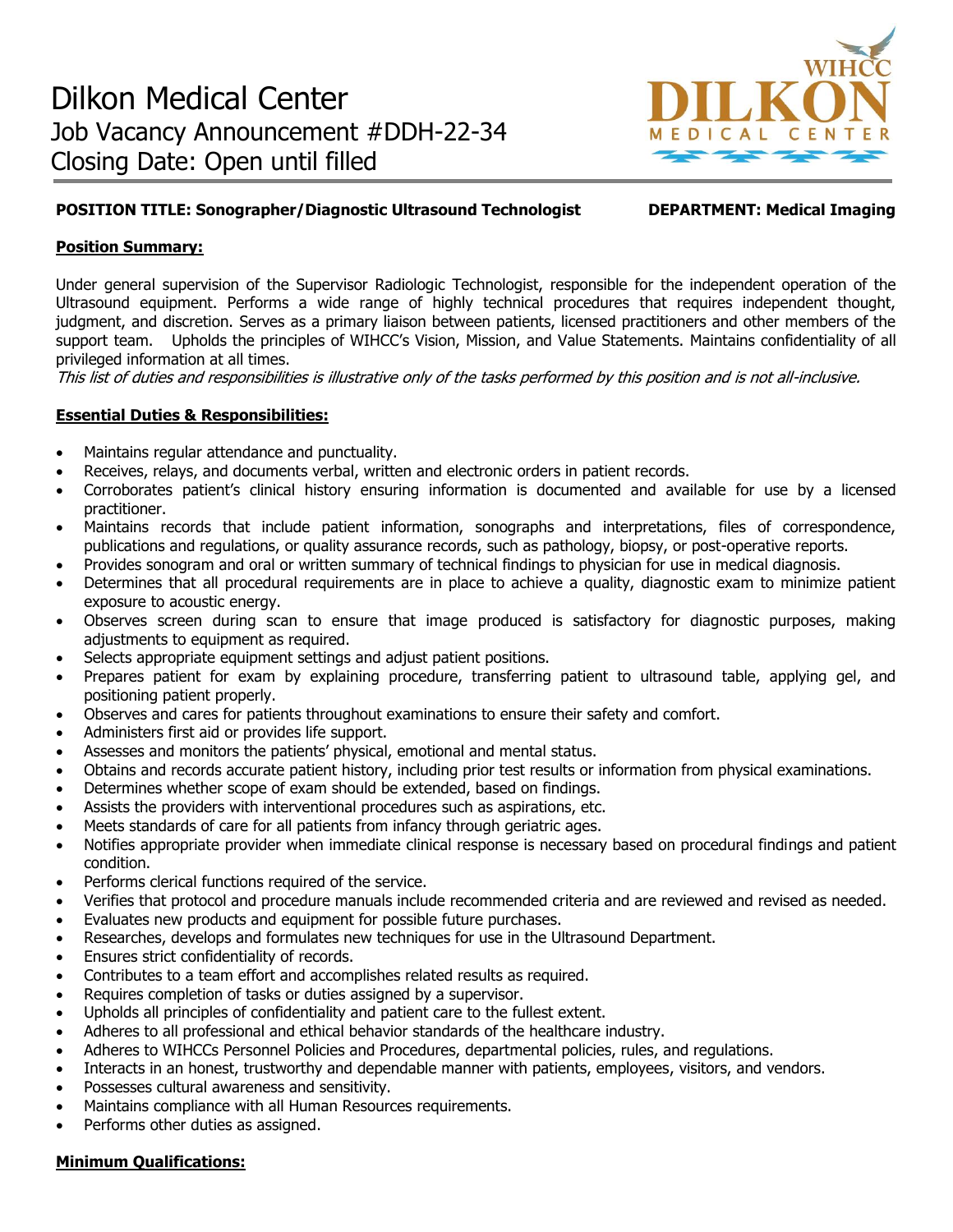# Dilkon Medical Center

## Job Vacancy Announcement #DDH-22-34

## Closing Date: Open until filled

WIHCC DILKON MEDICAL CENTER

**POSITION TITLE: Sonographer/Diagnostic Ultrasound Technologist** **DEPARTMENT: Medical Imaging**

**Position Summary:**

Under general supervision of the Supervisor Radiologic Technologist, responsible for the independent operation of the Ultrasound equipment. Performs a wide range of highly technical procedures that requires independent thought, judgment, and discretion. Serves as a primary liaison between patients, licensed practitioners and other members of the support team. Upholds the principles of WIHCC's Vision, Mission, and Value Statements. Maintains confidentiality of all privileged information at all times.

*This list of duties and responsibilities is illustrative only of the tasks performed by this position and is not all-inclusive.*

**Essential Duties & Responsibilities:**

- Maintains regular attendance and punctuality.
- Receives, relays, and documents verbal, written and electronic orders in patient records.
- Corroborates patient's clinical history ensuring information is documented and available for use by a licensed practitioner.
- Maintains records that include patient information, sonographs and interpretations, files of correspondence, publications and regulations, or quality assurance records, such as pathology, biopsy, or post-operative reports.
- Provides sonogram and oral or written summary of technical findings to physician for use in medical diagnosis.
- Determines that all procedural requirements are in place to achieve a quality, diagnostic exam to minimize patient exposure to acoustic energy.
- Observes screen during scan to ensure that image produced is satisfactory for diagnostic purposes, making adjustments to equipment as required.
- Selects appropriate equipment settings and adjust patient positions.
- Prepares patient for exam by explaining procedure, transferring patient to ultrasound table, applying gel, and positioning patient properly.
- Observes and cares for patients throughout examinations to ensure their safety and comfort.
- Administers first aid or provides life support.
- Assesses and monitors the patients' physical, emotional and mental status.
- Obtains and records accurate patient history, including prior test results or information from physical examinations.
- Determines whether scope of exam should be extended, based on findings.
- Assists the providers with interventional procedures such as aspirations, etc.
- Meets standards of care for all patients from infancy through geriatric ages.
- Notifies appropriate provider when immediate clinical response is necessary based on procedural findings and patient condition.
- Performs clerical functions required of the service.
- Verifies that protocol and procedure manuals include recommended criteria and are reviewed and revised as needed.
- Evaluates new products and equipment for possible future purchases.
- Researches, develops and formulates new techniques for use in the Ultrasound Department.
- Ensures strict confidentiality of records.
- Contributes to a team effort and accomplishes related results as required.
- Requires completion of tasks or duties assigned by a supervisor.
- Upholds all principles of confidentiality and patient care to the fullest extent.
- Adheres to all professional and ethical behavior standards of the healthcare industry.
- Adheres to WIHCCs Personnel Policies and Procedures, departmental policies, rules, and regulations.
- Interacts in an honest, trustworthy and dependable manner with patients, employees, visitors, and vendors.
- Possesses cultural awareness and sensitivity.
- Maintains compliance with all Human Resources requirements.
- Performs other duties as assigned.

**Minimum Qualifications:**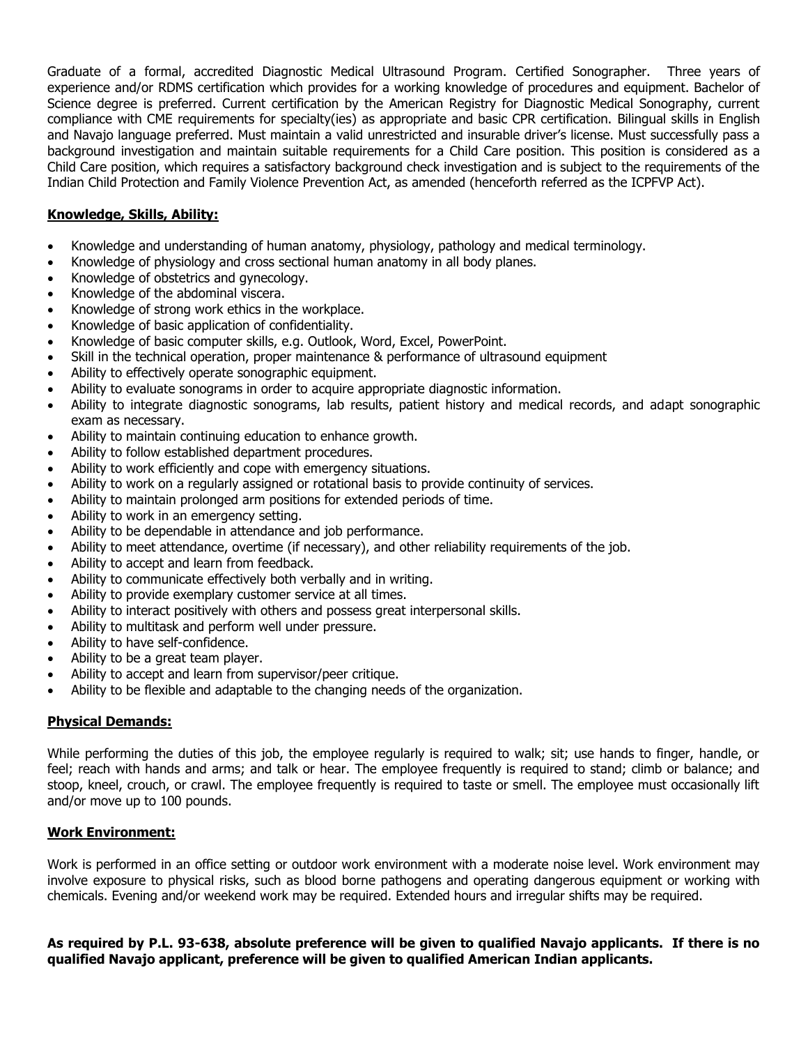Graduate of a formal, accredited Diagnostic Medical Ultrasound Program. Certified Sonographer. Three years of experience and/or RDMS certification which provides for a working knowledge of procedures and equipment. Bachelor of Science degree is preferred. Current certification by the American Registry for Diagnostic Medical Sonography, current compliance with CME requirements for specialty(ies) as appropriate and basic CPR certification. Bilingual skills in English and Navajo language preferred. Must maintain a valid unrestricted and insurable driver's license. Must successfully pass a background investigation and maintain suitable requirements for a Child Care position. This position is considered as a Child Care position, which requires a satisfactory background check investigation and is subject to the requirements of the Indian Child Protection and Family Violence Prevention Act, as amended (henceforth referred as the ICPFVP Act).

**Knowledge, Skills, Ability:**

- Knowledge and understanding of human anatomy, physiology, pathology and medical terminology.
- Knowledge of physiology and cross sectional human anatomy in all body planes.
- Knowledge of obstetrics and gynecology.
- Knowledge of the abdominal viscera.
- Knowledge of strong work ethics in the workplace.
- Knowledge of basic application of confidentiality.
- Knowledge of basic computer skills, e.g. Outlook, Word, Excel, PowerPoint.
- Skill in the technical operation, proper maintenance & performance of ultrasound equipment
- Ability to effectively operate sonographic equipment.
- Ability to evaluate sonograms in order to acquire appropriate diagnostic information.
- Ability to integrate diagnostic sonograms, lab results, patient history and medical records, and adapt sonographic exam as necessary.
- Ability to maintain continuing education to enhance growth.
- Ability to follow established department procedures.
- Ability to work efficiently and cope with emergency situations.
- Ability to work on a regularly assigned or rotational basis to provide continuity of services.
- Ability to maintain prolonged arm positions for extended periods of time.
- Ability to work in an emergency setting.
- Ability to be dependable in attendance and job performance.
- Ability to meet attendance, overtime (if necessary), and other reliability requirements of the job.
- Ability to accept and learn from feedback.
- Ability to communicate effectively both verbally and in writing.
- Ability to provide exemplary customer service at all times.
- Ability to interact positively with others and possess great interpersonal skills.
- Ability to multitask and perform well under pressure.
- Ability to have self-confidence.
- Ability to be a great team player.
- Ability to accept and learn from supervisor/peer critique.
- Ability to be flexible and adaptable to the changing needs of the organization.

**Physical Demands:**

While performing the duties of this job, the employee regularly is required to walk; sit; use hands to finger, handle, or feel; reach with hands and arms; and talk or hear. The employee frequently is required to stand; climb or balance; and stoop, kneel, crouch, or crawl. The employee frequently is required to taste or smell. The employee must occasionally lift and/or move up to 100 pounds.

**Work Environment:**

Work is performed in an office setting or outdoor work environment with a moderate noise level. Work environment may involve exposure to physical risks, such as blood borne pathogens and operating dangerous equipment or working with chemicals. Evening and/or weekend work may be required. Extended hours and irregular shifts may be required.

**As required by P.L. 93-638, absolute preference will be given to qualified Navajo applicants. If there is no qualified Navajo applicant, preference will be given to qualified American Indian applicants.**